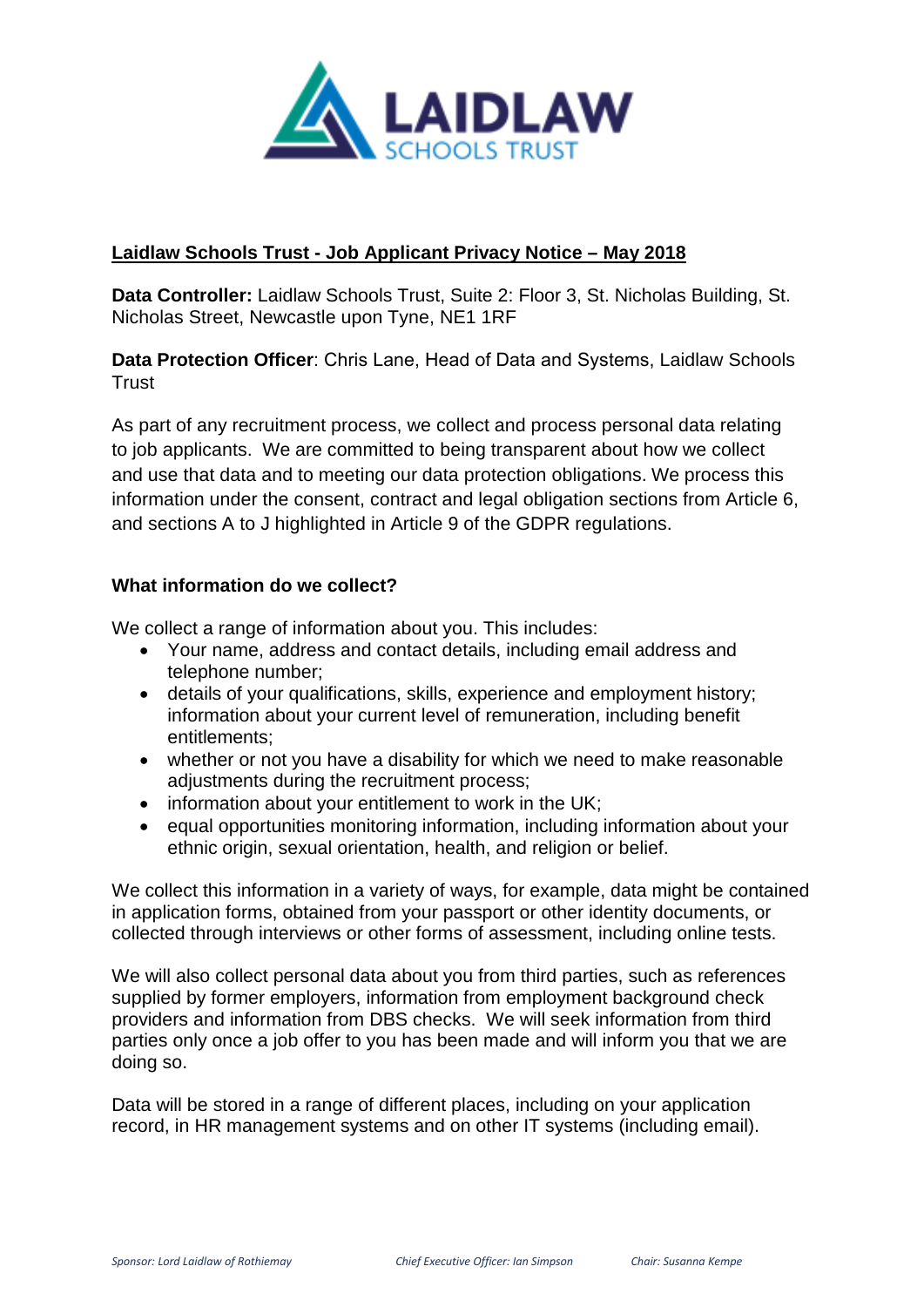**Laidlaw Schools Trust - Job Applicant Privacy Notice – May 2018**

**Data Controller:** Laidlaw Schools Trust, Suite 2: Floor 3, St. Nicholas Building, St. Nicholas Street, Newcastle upon Tyne, NE1 1RF

**Data Protection Officer**: Chris Lane, Head of Data and Systems, Laidlaw Schools Trust

As part of any recruitment process, we collect and process personal data relating to job applicants. We are committed to being transparent about how we collect and use that data and to meeting our data protection obligations. We process this information under the consent, contract and legal obligation sections from Article 6, and sections A to J highlighted in Article 9 of the GDPR regulations.

**What information do we collect?**

We collect a range of information about you. This includes:

- Your name, address and contact details, including email address and telephone number;
- details of your qualifications, skills, experience and employment history; information about your current level of remuneration, including benefit entitlements;
- whether or not you have a disability for which we need to make reasonable adjustments during the recruitment process;
- information about your entitlement to work in the UK;
- equal opportunities monitoring information, including information about your ethnic origin, sexual orientation, health, and religion or belief.

We collect this information in a variety of ways, for example, data might be contained in application forms, obtained from your passport or other identity documents, or collected through interviews or other forms of assessment, including online tests.

We will also collect personal data about you from third parties, such as references supplied by former employers, information from employment background check providers and information from DBS checks. We will seek information from third parties only once a job offer to you has been made and will inform you that we are doing so.

Data will be stored in a range of different places, including on your application record, in HR management systems and on other IT systems (including email).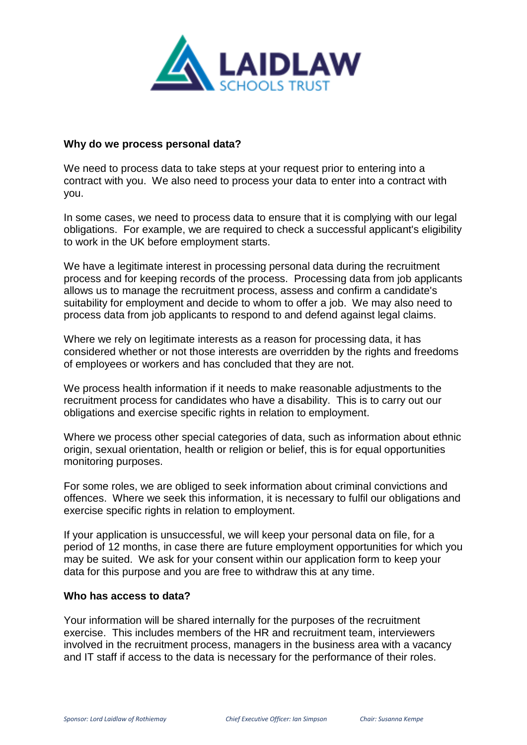**Why do we process personal data?**

We need to process data to take steps at your request prior to entering into a contract with you. We also need to process your data to enter into a contract with you.

In some cases, we need to process data to ensure that it is complying with our legal obligations. For example, we are required to check a successful applicant's eligibility to work in the UK before employment starts.

We have a legitimate interest in processing personal data during the recruitment process and for keeping records of the process. Processing data from job applicants allows us to manage the recruitment process, assess and confirm a candidate's suitability for employment and decide to whom to offer a job. We may also need to process data from job applicants to respond to and defend against legal claims.

Where we rely on legitimate interests as a reason for processing data, it has considered whether or not those interests are overridden by the rights and freedoms of employees or workers and has concluded that they are not.

We process health information if it needs to make reasonable adjustments to the recruitment process for candidates who have a disability. This is to carry out our obligations and exercise specific rights in relation to employment.

Where we process other special categories of data, such as information about ethnic origin, sexual orientation, health or religion or belief, this is for equal opportunities monitoring purposes.

For some roles, we are obliged to seek information about criminal convictions and offences. Where we seek this information, it is necessary to fulfil our obligations and exercise specific rights in relation to employment.

If your application is unsuccessful, we will keep your personal data on file, for a period of 12 months, in case there are future employment opportunities for which you may be suited. We ask for your consent within our application form to keep your data for this purpose and you are free to withdraw this at any time.

**Who has access to data?**

Your information will be shared internally for the purposes of the recruitment exercise. This includes members of the HR and recruitment team, interviewers involved in the recruitment process, managers in the business area with a vacancy and IT staff if access to the data is necessary for the performance of their roles.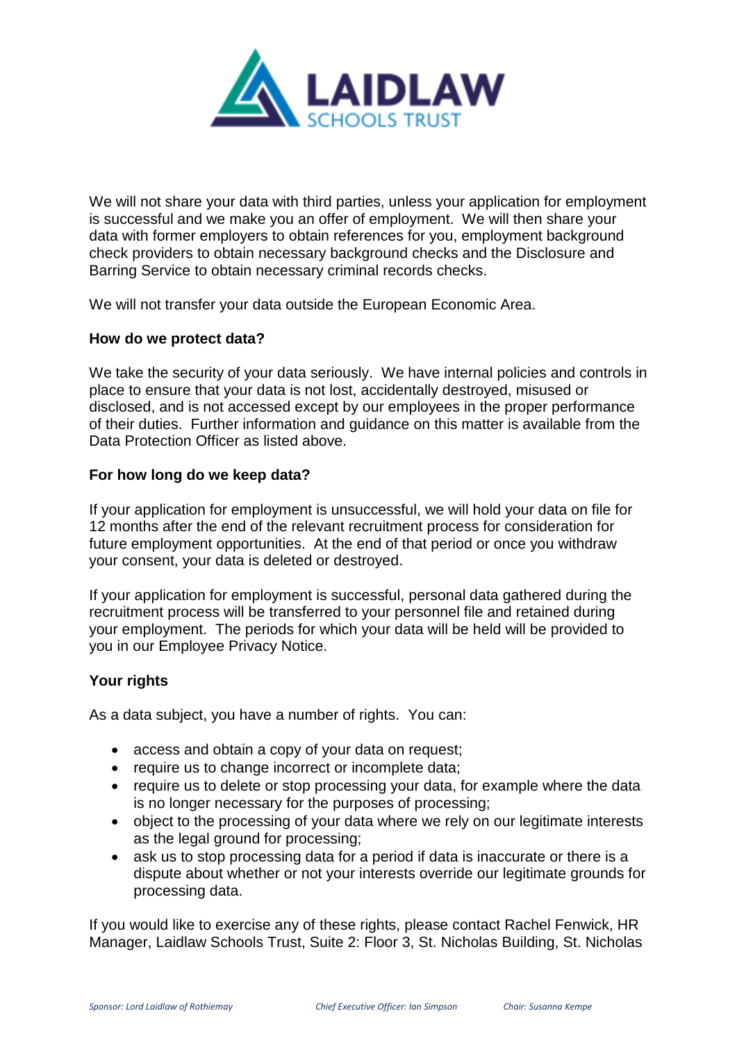We will not share your data with third parties, unless your application for employment is successful and we make you an offer of employment. We will then share your data with former employers to obtain references for you, employment background check providers to obtain necessary background checks and the Disclosure and Barring Service to obtain necessary criminal records checks.

We will not transfer your data outside the European Economic Area.

**How do we protect data?**

We take the security of your data seriously. We have internal policies and controls in place to ensure that your data is not lost, accidentally destroyed, misused or disclosed, and is not accessed except by our employees in the proper performance of their duties. Further information and guidance on this matter is available from the Data Protection Officer as listed above.

**For how long do we keep data?**

If your application for employment is unsuccessful, we will hold your data on file for 12 months after the end of the relevant recruitment process for consideration for future employment opportunities. At the end of that period or once you withdraw your consent, your data is deleted or destroyed.

If your application for employment is successful, personal data gathered during the recruitment process will be transferred to your personnel file and retained during your employment. The periods for which your data will be held will be provided to you in our Employee Privacy Notice.

**Your rights**

As a data subject, you have a number of rights. You can:

- access and obtain a copy of your data on request;
- require us to change incorrect or incomplete data;
- require us to delete or stop processing your data, for example where the data is no longer necessary for the purposes of processing;
- object to the processing of your data where we rely on our legitimate interests as the legal ground for processing;
- ask us to stop processing data for a period if data is inaccurate or there is a dispute about whether or not your interests override our legitimate grounds for processing data.

If you would like to exercise any of these rights, please contact Rachel Fenwick, HR Manager, Laidlaw Schools Trust, Suite 2: Floor 3, St. Nicholas Building, St. Nicholas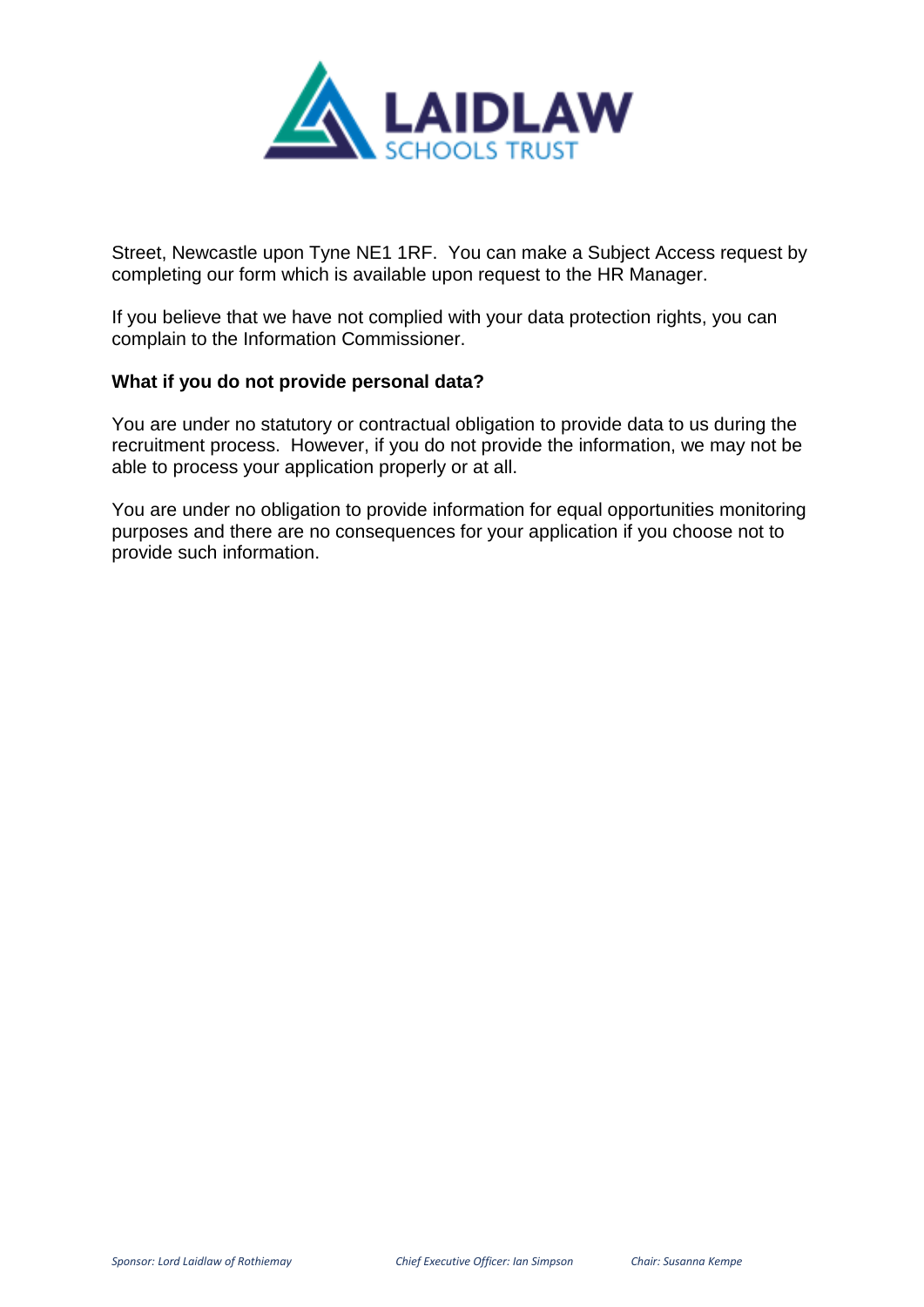Street, Newcastle upon Tyne NE1 1RF.  You can make a Subject Access request by completing our form which is available upon request to the HR Manager.

If you believe that we have not complied with your data protection rights, you can complain to the Information Commissioner.

**What if you do not provide personal data?**

You are under no statutory or contractual obligation to provide data to us during the recruitment process.  However, if you do not provide the information, we may not be able to process your application properly or at all.

You are under no obligation to provide information for equal opportunities monitoring purposes and there are no consequences for your application if you choose not to provide such information.